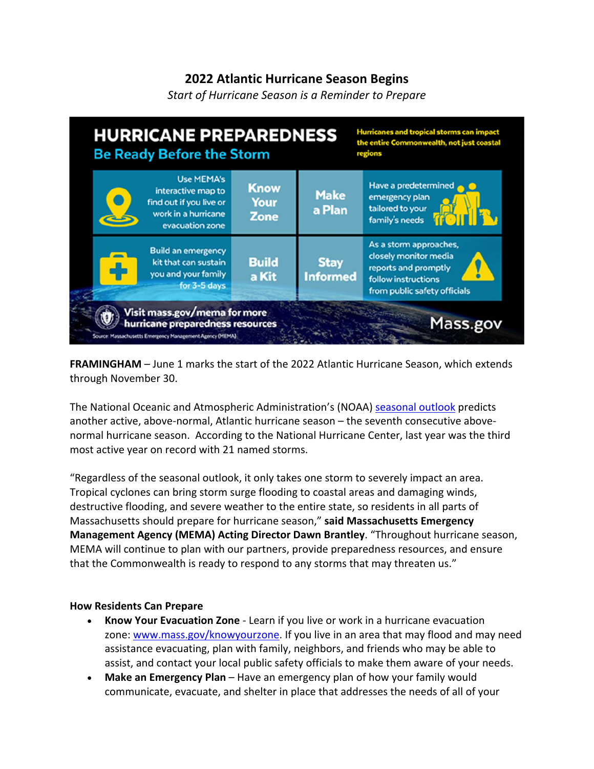# 2022 Atlantic Hurricane Season Begins

*Start of Hurricane Season is a Reminder to Prepare*

**HURRICANE PREPAREDNESS**
Be Ready Before the Storm

Hurricanes and tropical storms can impact the entire Commonwealth, not just coastal regions

| | |
|---|---|
| **Know Your Zone** – Use MEMA's interactive map to find out if you live or work in a hurricane evacuation zone | **Make a Plan** – Have a predetermined emergency plan tailored to your family's needs |
| **Build a Kit** – Build an emergency kit that can sustain you and your family for 3-5 days | **Stay Informed** – As a storm approaches, closely monitor media reports and promptly follow instructions from public safety officials |

Visit mass.gov/mema for more hurricane preparedness resources

Mass.gov

Source: Massachusetts Emergency Management Agency (MEMA)

**FRAMINGHAM** – June 1 marks the start of the 2022 Atlantic Hurricane Season, which extends through November 30.

The National Oceanic and Atmospheric Administration's (NOAA) seasonal outlook predicts another active, above-normal, Atlantic hurricane season – the seventh consecutive above-normal hurricane season. According to the National Hurricane Center, last year was the third most active year on record with 21 named storms.

"Regardless of the seasonal outlook, it only takes one storm to severely impact an area. Tropical cyclones can bring storm surge flooding to coastal areas and damaging winds, destructive flooding, and severe weather to the entire state, so residents in all parts of Massachusetts should prepare for hurricane season," **said Massachusetts Emergency Management Agency (MEMA) Acting Director Dawn Brantley**. "Throughout hurricane season, MEMA will continue to plan with our partners, provide preparedness resources, and ensure that the Commonwealth is ready to respond to any storms that may threaten us."

**How Residents Can Prepare**

- **Know Your Evacuation Zone** - Learn if you live or work in a hurricane evacuation zone: www.mass.gov/knowyourzone. If you live in an area that may flood and may need assistance evacuating, plan with family, neighbors, and friends who may be able to assist, and contact your local public safety officials to make them aware of your needs.
- **Make an Emergency Plan** – Have an emergency plan of how your family would communicate, evacuate, and shelter in place that addresses the needs of all of your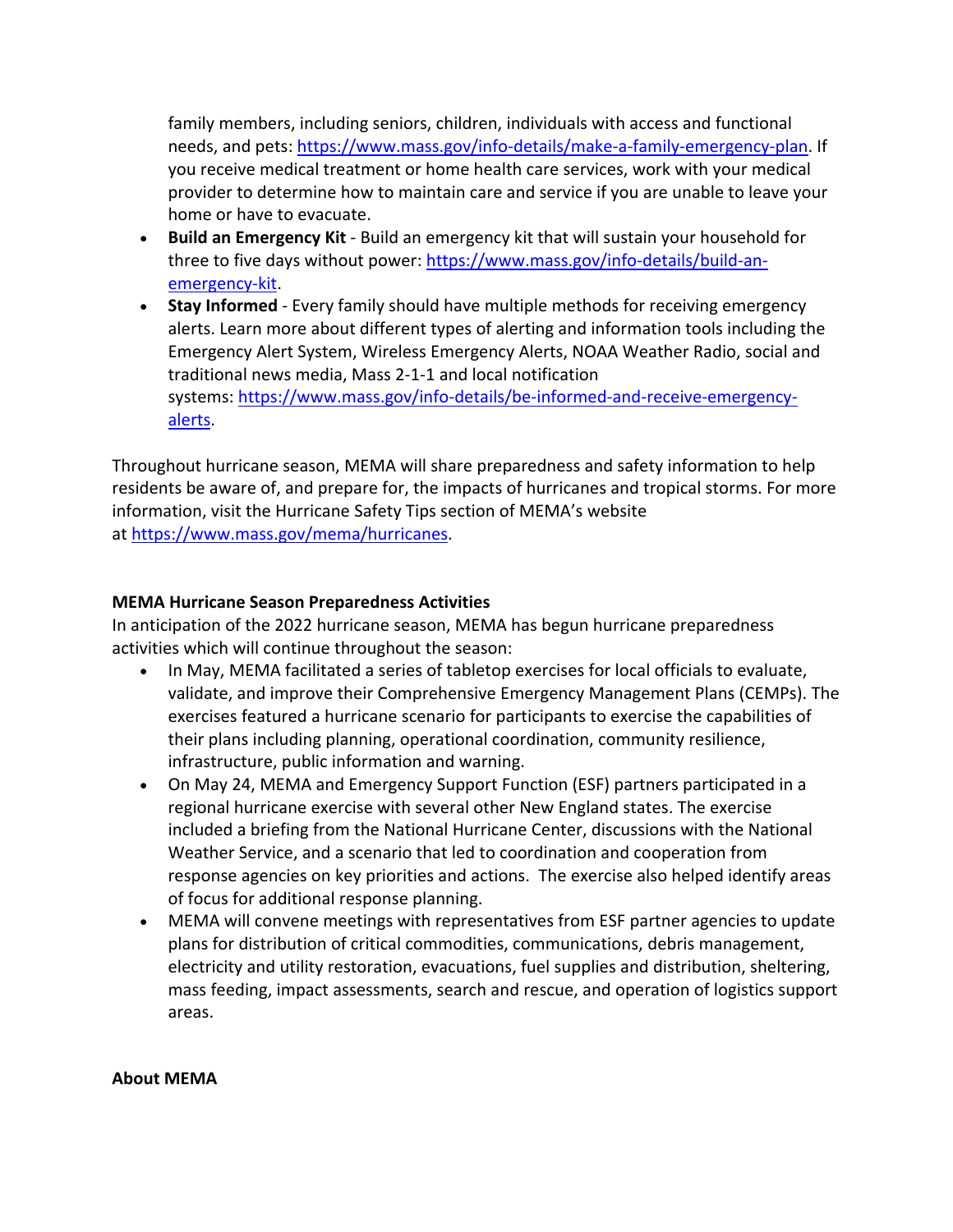family members, including seniors, children, individuals with access and functional needs, and pets: [https://www.mass.gov/info-details/make-a-family-emergency-plan](https://www.mass.gov/info-details/make-a-family-emergency-plan). If you receive medical treatment or home health care services, work with your medical provider to determine how to maintain care and service if you are unable to leave your home or have to evacuate.

- **Build an Emergency Kit** - Build an emergency kit that will sustain your household for three to five days without power: [https://www.mass.gov/info-details/build-an-emergency-kit](https://www.mass.gov/info-details/build-an-emergency-kit).
- **Stay Informed** - Every family should have multiple methods for receiving emergency alerts. Learn more about different types of alerting and information tools including the Emergency Alert System, Wireless Emergency Alerts, NOAA Weather Radio, social and traditional news media, Mass 2-1-1 and local notification systems: [https://www.mass.gov/info-details/be-informed-and-receive-emergency-alerts](https://www.mass.gov/info-details/be-informed-and-receive-emergency-alerts).

Throughout hurricane season, MEMA will share preparedness and safety information to help residents be aware of, and prepare for, the impacts of hurricanes and tropical storms. For more information, visit the Hurricane Safety Tips section of MEMA's website at [https://www.mass.gov/mema/hurricanes](https://www.mass.gov/mema/hurricanes).

**MEMA Hurricane Season Preparedness Activities**

In anticipation of the 2022 hurricane season, MEMA has begun hurricane preparedness activities which will continue throughout the season:

- In May, MEMA facilitated a series of tabletop exercises for local officials to evaluate, validate, and improve their Comprehensive Emergency Management Plans (CEMPs). The exercises featured a hurricane scenario for participants to exercise the capabilities of their plans including planning, operational coordination, community resilience, infrastructure, public information and warning.
- On May 24, MEMA and Emergency Support Function (ESF) partners participated in a regional hurricane exercise with several other New England states. The exercise included a briefing from the National Hurricane Center, discussions with the National Weather Service, and a scenario that led to coordination and cooperation from response agencies on key priorities and actions. The exercise also helped identify areas of focus for additional response planning.
- MEMA will convene meetings with representatives from ESF partner agencies to update plans for distribution of critical commodities, communications, debris management, electricity and utility restoration, evacuations, fuel supplies and distribution, sheltering, mass feeding, impact assessments, search and rescue, and operation of logistics support areas.

**About MEMA**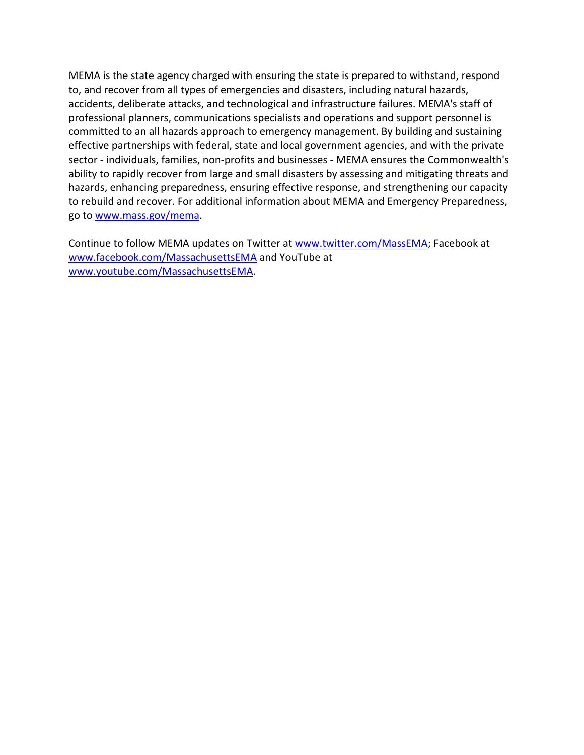MEMA is the state agency charged with ensuring the state is prepared to withstand, respond to, and recover from all types of emergencies and disasters, including natural hazards, accidents, deliberate attacks, and technological and infrastructure failures. MEMA's staff of professional planners, communications specialists and operations and support personnel is committed to an all hazards approach to emergency management. By building and sustaining effective partnerships with federal, state and local government agencies, and with the private sector - individuals, families, non-profits and businesses - MEMA ensures the Commonwealth's ability to rapidly recover from large and small disasters by assessing and mitigating threats and hazards, enhancing preparedness, ensuring effective response, and strengthening our capacity to rebuild and recover. For additional information about MEMA and Emergency Preparedness, go to [www.mass.gov/mema](http://www.mass.gov/mema).

Continue to follow MEMA updates on Twitter at [www.twitter.com/MassEMA](http://www.twitter.com/MassEMA); Facebook at [www.facebook.com/MassachusettsEMA](http://www.facebook.com/MassachusettsEMA) and YouTube at [www.youtube.com/MassachusettsEMA](http://www.youtube.com/MassachusettsEMA).